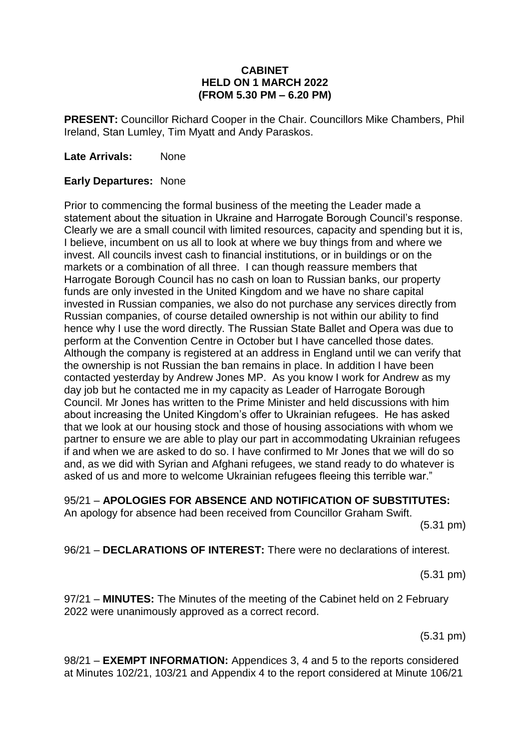**CABINET**
**HELD ON 1 MARCH 2022**
**(FROM 5.30 PM – 6.20 PM)**

**PRESENT:** Councillor Richard Cooper in the Chair. Councillors Mike Chambers, Phil Ireland, Stan Lumley, Tim Myatt and Andy Paraskos.

**Late Arrivals:** None

**Early Departures:** None

Prior to commencing the formal business of the meeting the Leader made a statement about the situation in Ukraine and Harrogate Borough Council's response. Clearly we are a small council with limited resources, capacity and spending but it is, I believe, incumbent on us all to look at where we buy things from and where we invest. All councils invest cash to financial institutions, or in buildings or on the markets or a combination of all three. I can though reassure members that Harrogate Borough Council has no cash on loan to Russian banks, our property funds are only invested in the United Kingdom and we have no share capital invested in Russian companies, we also do not purchase any services directly from Russian companies, of course detailed ownership is not within our ability to find hence why I use the word directly. The Russian State Ballet and Opera was due to perform at the Convention Centre in October but I have cancelled those dates. Although the company is registered at an address in England until we can verify that the ownership is not Russian the ban remains in place. In addition I have been contacted yesterday by Andrew Jones MP. As you know I work for Andrew as my day job but he contacted me in my capacity as Leader of Harrogate Borough Council. Mr Jones has written to the Prime Minister and held discussions with him about increasing the United Kingdom's offer to Ukrainian refugees. He has asked that we look at our housing stock and those of housing associations with whom we partner to ensure we are able to play our part in accommodating Ukrainian refugees if and when we are asked to do so. I have confirmed to Mr Jones that we will do so and, as we did with Syrian and Afghani refugees, we stand ready to do whatever is asked of us and more to welcome Ukrainian refugees fleeing this terrible war."

95/21 – **APOLOGIES FOR ABSENCE AND NOTIFICATION OF SUBSTITUTES:** An apology for absence had been received from Councillor Graham Swift.

(5.31 pm)

96/21 – **DECLARATIONS OF INTEREST:** There were no declarations of interest.

(5.31 pm)

97/21 – **MINUTES:** The Minutes of the meeting of the Cabinet held on 2 February 2022 were unanimously approved as a correct record.

(5.31 pm)

98/21 – **EXEMPT INFORMATION:** Appendices 3, 4 and 5 to the reports considered at Minutes 102/21, 103/21 and Appendix 4 to the report considered at Minute 106/21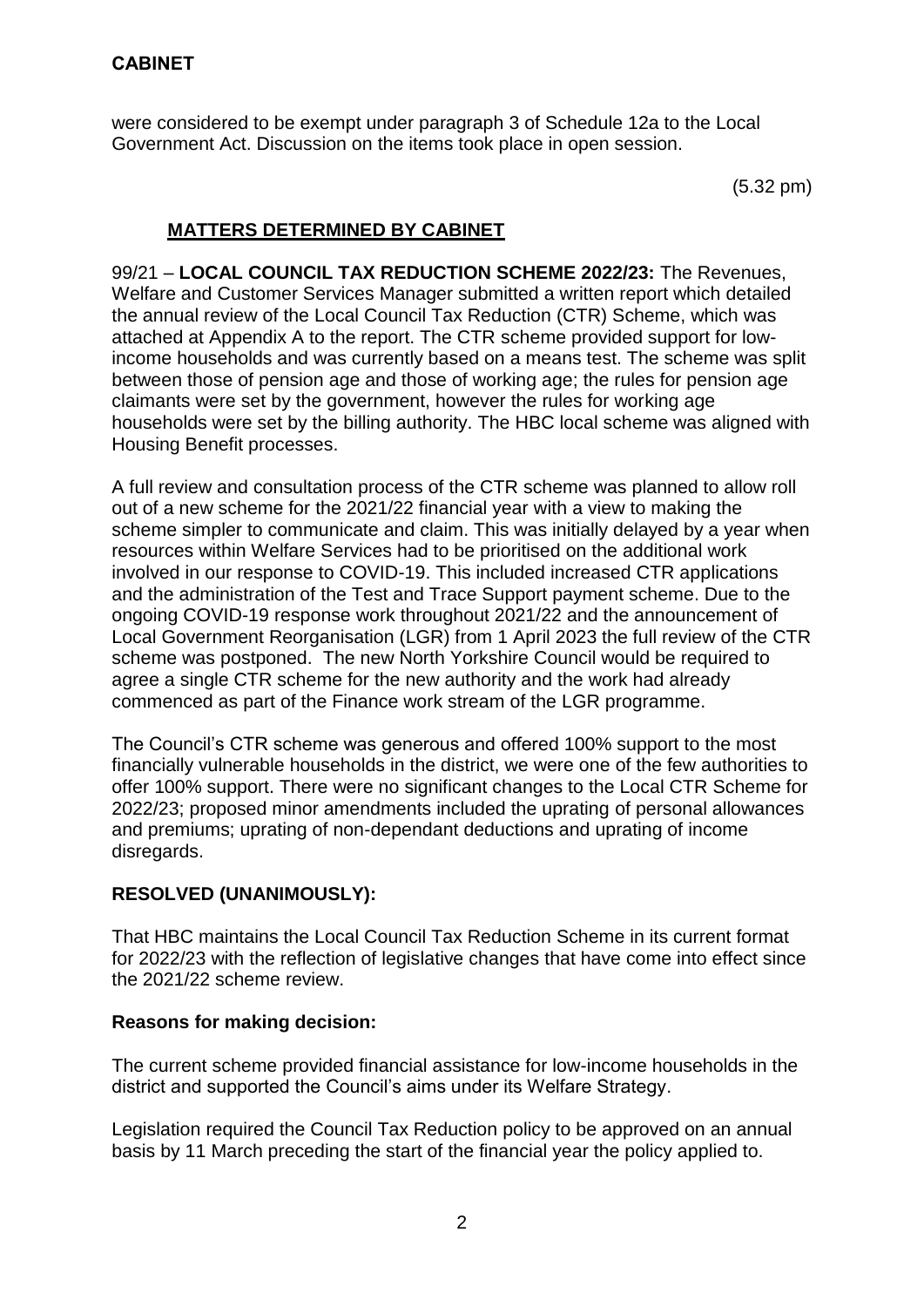were considered to be exempt under paragraph 3 of Schedule 12a to the Local Government Act. Discussion on the items took place in open session.

(5.32 pm)

## MATTERS DETERMINED BY CABINET

99/21 – **LOCAL COUNCIL TAX REDUCTION SCHEME 2022/23:** The Revenues, Welfare and Customer Services Manager submitted a written report which detailed the annual review of the Local Council Tax Reduction (CTR) Scheme, which was attached at Appendix A to the report. The CTR scheme provided support for low-income households and was currently based on a means test. The scheme was split between those of pension age and those of working age; the rules for pension age claimants were set by the government, however the rules for working age households were set by the billing authority. The HBC local scheme was aligned with Housing Benefit processes.

A full review and consultation process of the CTR scheme was planned to allow roll out of a new scheme for the 2021/22 financial year with a view to making the scheme simpler to communicate and claim. This was initially delayed by a year when resources within Welfare Services had to be prioritised on the additional work involved in our response to COVID-19. This included increased CTR applications and the administration of the Test and Trace Support payment scheme. Due to the ongoing COVID-19 response work throughout 2021/22 and the announcement of Local Government Reorganisation (LGR) from 1 April 2023 the full review of the CTR scheme was postponed. The new North Yorkshire Council would be required to agree a single CTR scheme for the new authority and the work had already commenced as part of the Finance work stream of the LGR programme.

The Council's CTR scheme was generous and offered 100% support to the most financially vulnerable households in the district, we were one of the few authorities to offer 100% support. There were no significant changes to the Local CTR Scheme for 2022/23; proposed minor amendments included the uprating of personal allowances and premiums; uprating of non-dependant deductions and uprating of income disregards.

**RESOLVED (UNANIMOUSLY):**

That HBC maintains the Local Council Tax Reduction Scheme in its current format for 2022/23 with the reflection of legislative changes that have come into effect since the 2021/22 scheme review.

**Reasons for making decision:**

The current scheme provided financial assistance for low-income households in the district and supported the Council's aims under its Welfare Strategy.

Legislation required the Council Tax Reduction policy to be approved on an annual basis by 11 March preceding the start of the financial year the policy applied to.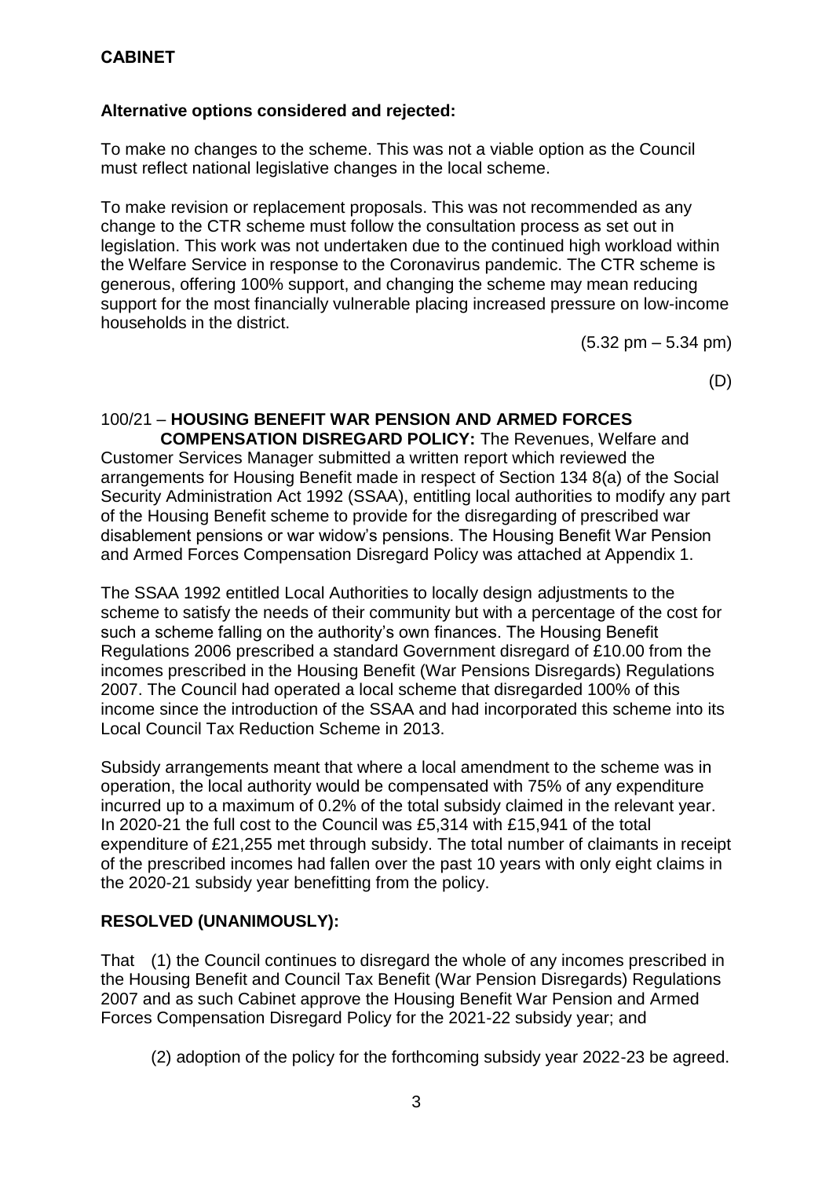**Alternative options considered and rejected:**

To make no changes to the scheme. This was not a viable option as the Council must reflect national legislative changes in the local scheme.

To make revision or replacement proposals. This was not recommended as any change to the CTR scheme must follow the consultation process as set out in legislation. This work was not undertaken due to the continued high workload within the Welfare Service in response to the Coronavirus pandemic. The CTR scheme is generous, offering 100% support, and changing the scheme may mean reducing support for the most financially vulnerable placing increased pressure on low-income households in the district.

(5.32 pm – 5.34 pm)

(D)

100/21 – **HOUSING BENEFIT WAR PENSION AND ARMED FORCES COMPENSATION DISREGARD POLICY:** The Revenues, Welfare and Customer Services Manager submitted a written report which reviewed the arrangements for Housing Benefit made in respect of Section 134 8(a) of the Social Security Administration Act 1992 (SSAA), entitling local authorities to modify any part of the Housing Benefit scheme to provide for the disregarding of prescribed war disablement pensions or war widow's pensions. The Housing Benefit War Pension and Armed Forces Compensation Disregard Policy was attached at Appendix 1.

The SSAA 1992 entitled Local Authorities to locally design adjustments to the scheme to satisfy the needs of their community but with a percentage of the cost for such a scheme falling on the authority's own finances. The Housing Benefit Regulations 2006 prescribed a standard Government disregard of £10.00 from the incomes prescribed in the Housing Benefit (War Pensions Disregards) Regulations 2007. The Council had operated a local scheme that disregarded 100% of this income since the introduction of the SSAA and had incorporated this scheme into its Local Council Tax Reduction Scheme in 2013.

Subsidy arrangements meant that where a local amendment to the scheme was in operation, the local authority would be compensated with 75% of any expenditure incurred up to a maximum of 0.2% of the total subsidy claimed in the relevant year. In 2020-21 the full cost to the Council was £5,314 with £15,941 of the total expenditure of £21,255 met through subsidy. The total number of claimants in receipt of the prescribed incomes had fallen over the past 10 years with only eight claims in the 2020-21 subsidy year benefitting from the policy.

**RESOLVED (UNANIMOUSLY):**

That (1) the Council continues to disregard the whole of any incomes prescribed in the Housing Benefit and Council Tax Benefit (War Pension Disregards) Regulations 2007 and as such Cabinet approve the Housing Benefit War Pension and Armed Forces Compensation Disregard Policy for the 2021-22 subsidy year; and

(2) adoption of the policy for the forthcoming subsidy year 2022-23 be agreed.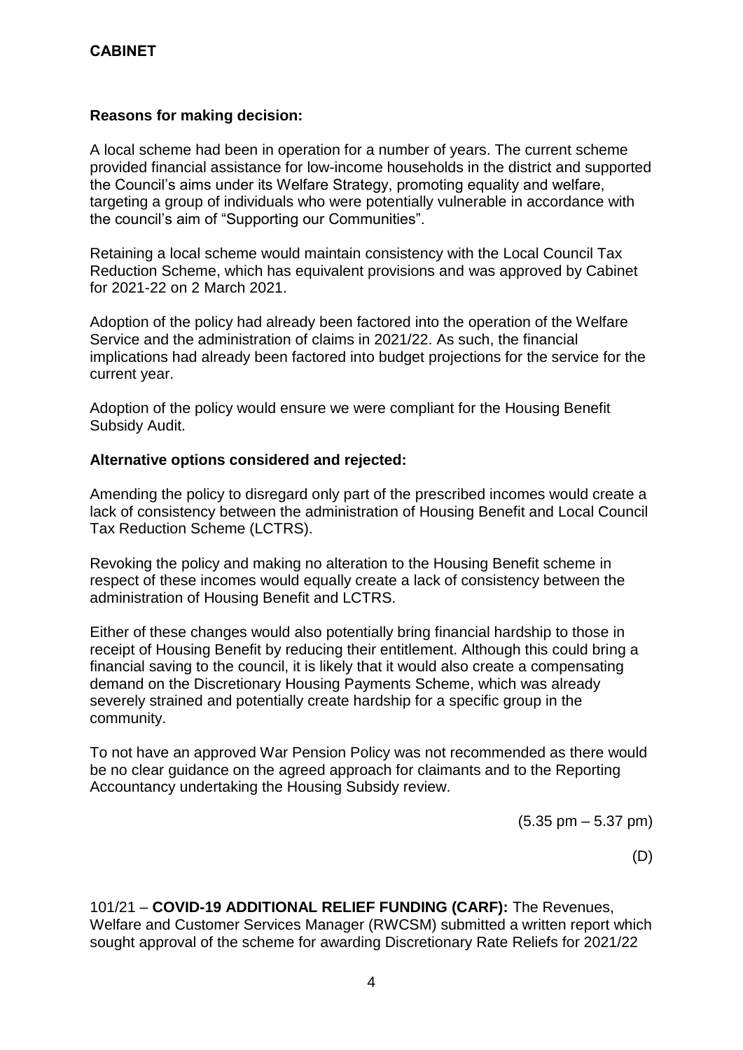**Reasons for making decision:**

A local scheme had been in operation for a number of years. The current scheme provided financial assistance for low-income households in the district and supported the Council's aims under its Welfare Strategy, promoting equality and welfare, targeting a group of individuals who were potentially vulnerable in accordance with the council's aim of "Supporting our Communities".

Retaining a local scheme would maintain consistency with the Local Council Tax Reduction Scheme, which has equivalent provisions and was approved by Cabinet for 2021-22 on 2 March 2021.

Adoption of the policy had already been factored into the operation of the Welfare Service and the administration of claims in 2021/22. As such, the financial implications had already been factored into budget projections for the service for the current year.

Adoption of the policy would ensure we were compliant for the Housing Benefit Subsidy Audit.

**Alternative options considered and rejected:**

Amending the policy to disregard only part of the prescribed incomes would create a lack of consistency between the administration of Housing Benefit and Local Council Tax Reduction Scheme (LCTRS).

Revoking the policy and making no alteration to the Housing Benefit scheme in respect of these incomes would equally create a lack of consistency between the administration of Housing Benefit and LCTRS.

Either of these changes would also potentially bring financial hardship to those in receipt of Housing Benefit by reducing their entitlement. Although this could bring a financial saving to the council, it is likely that it would also create a compensating demand on the Discretionary Housing Payments Scheme, which was already severely strained and potentially create hardship for a specific group in the community.

To not have an approved War Pension Policy was not recommended as there would be no clear guidance on the agreed approach for claimants and to the Reporting Accountancy undertaking the Housing Subsidy review.

(5.35 pm – 5.37 pm)

(D)

101/21 – **COVID-19 ADDITIONAL RELIEF FUNDING (CARF):** The Revenues, Welfare and Customer Services Manager (RWCSM) submitted a written report which sought approval of the scheme for awarding Discretionary Rate Reliefs for 2021/22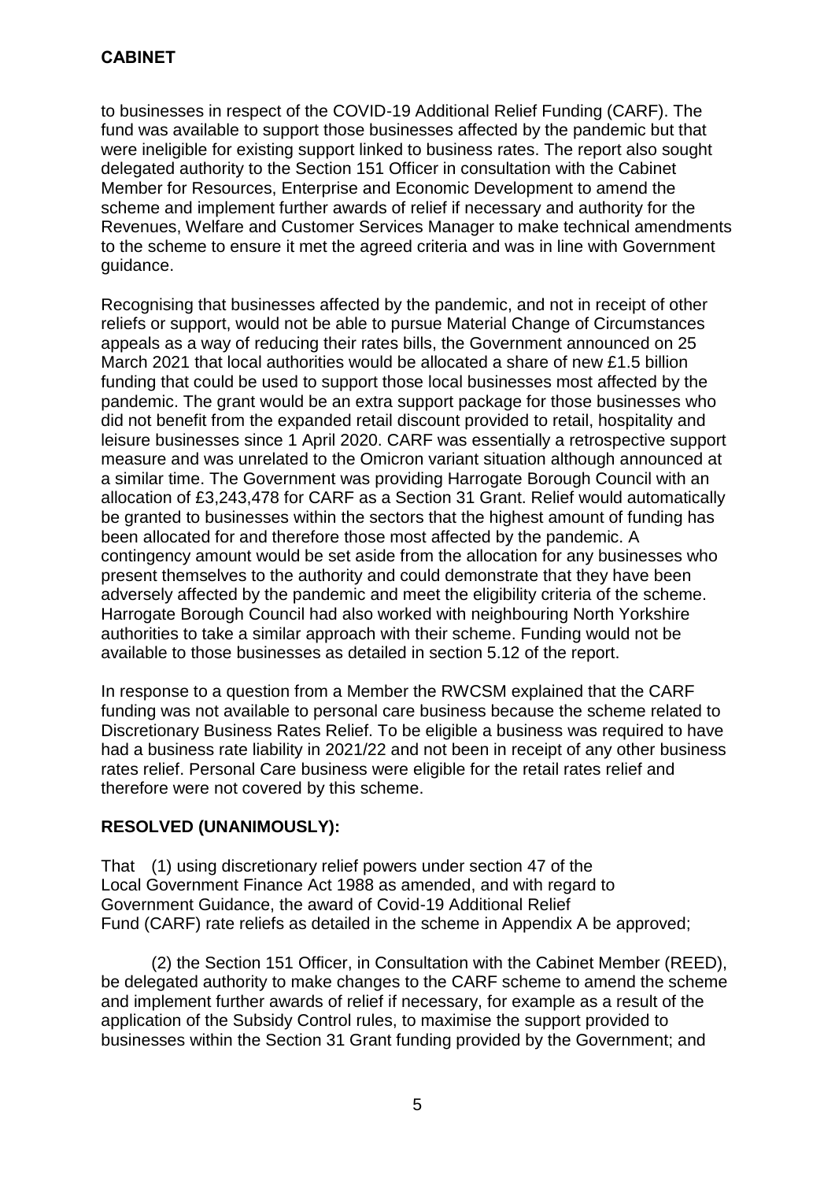to businesses in respect of the COVID-19 Additional Relief Funding (CARF). The fund was available to support those businesses affected by the pandemic but that were ineligible for existing support linked to business rates. The report also sought delegated authority to the Section 151 Officer in consultation with the Cabinet Member for Resources, Enterprise and Economic Development to amend the scheme and implement further awards of relief if necessary and authority for the Revenues, Welfare and Customer Services Manager to make technical amendments to the scheme to ensure it met the agreed criteria and was in line with Government guidance.

Recognising that businesses affected by the pandemic, and not in receipt of other reliefs or support, would not be able to pursue Material Change of Circumstances appeals as a way of reducing their rates bills, the Government announced on 25 March 2021 that local authorities would be allocated a share of new £1.5 billion funding that could be used to support those local businesses most affected by the pandemic. The grant would be an extra support package for those businesses who did not benefit from the expanded retail discount provided to retail, hospitality and leisure businesses since 1 April 2020. CARF was essentially a retrospective support measure and was unrelated to the Omicron variant situation although announced at a similar time. The Government was providing Harrogate Borough Council with an allocation of £3,243,478 for CARF as a Section 31 Grant. Relief would automatically be granted to businesses within the sectors that the highest amount of funding has been allocated for and therefore those most affected by the pandemic. A contingency amount would be set aside from the allocation for any businesses who present themselves to the authority and could demonstrate that they have been adversely affected by the pandemic and meet the eligibility criteria of the scheme. Harrogate Borough Council had also worked with neighbouring North Yorkshire authorities to take a similar approach with their scheme. Funding would not be available to those businesses as detailed in section 5.12 of the report.

In response to a question from a Member the RWCSM explained that the CARF funding was not available to personal care business because the scheme related to Discretionary Business Rates Relief. To be eligible a business was required to have had a business rate liability in 2021/22 and not been in receipt of any other business rates relief. Personal Care business were eligible for the retail rates relief and therefore were not covered by this scheme.

**RESOLVED (UNANIMOUSLY):**

That (1) using discretionary relief powers under section 47 of the Local Government Finance Act 1988 as amended, and with regard to Government Guidance, the award of Covid-19 Additional Relief Fund (CARF) rate reliefs as detailed in the scheme in Appendix A be approved;

(2) the Section 151 Officer, in Consultation with the Cabinet Member (REED), be delegated authority to make changes to the CARF scheme to amend the scheme and implement further awards of relief if necessary, for example as a result of the application of the Subsidy Control rules, to maximise the support provided to businesses within the Section 31 Grant funding provided by the Government; and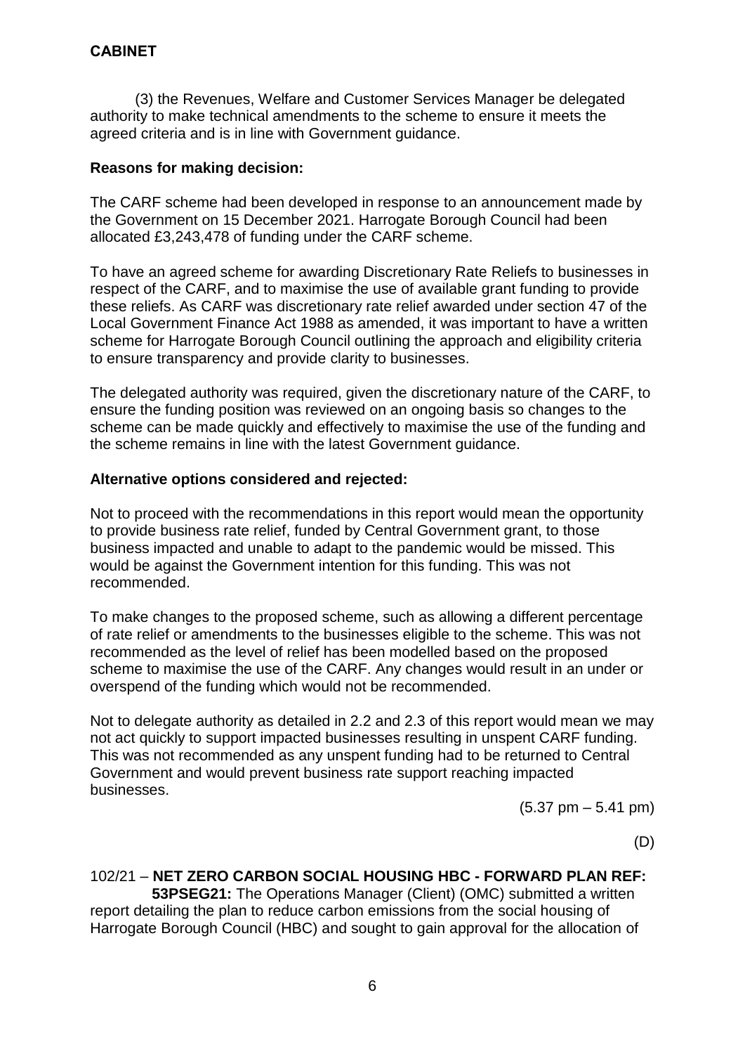(3) the Revenues, Welfare and Customer Services Manager be delegated authority to make technical amendments to the scheme to ensure it meets the agreed criteria and is in line with Government guidance.

**Reasons for making decision:**

The CARF scheme had been developed in response to an announcement made by the Government on 15 December 2021. Harrogate Borough Council had been allocated £3,243,478 of funding under the CARF scheme.

To have an agreed scheme for awarding Discretionary Rate Reliefs to businesses in respect of the CARF, and to maximise the use of available grant funding to provide these reliefs. As CARF was discretionary rate relief awarded under section 47 of the Local Government Finance Act 1988 as amended, it was important to have a written scheme for Harrogate Borough Council outlining the approach and eligibility criteria to ensure transparency and provide clarity to businesses.

The delegated authority was required, given the discretionary nature of the CARF, to ensure the funding position was reviewed on an ongoing basis so changes to the scheme can be made quickly and effectively to maximise the use of the funding and the scheme remains in line with the latest Government guidance.

**Alternative options considered and rejected:**

Not to proceed with the recommendations in this report would mean the opportunity to provide business rate relief, funded by Central Government grant, to those business impacted and unable to adapt to the pandemic would be missed. This would be against the Government intention for this funding. This was not recommended.

To make changes to the proposed scheme, such as allowing a different percentage of rate relief or amendments to the businesses eligible to the scheme. This was not recommended as the level of relief has been modelled based on the proposed scheme to maximise the use of the CARF. Any changes would result in an under or overspend of the funding which would not be recommended.

Not to delegate authority as detailed in 2.2 and 2.3 of this report would mean we may not act quickly to support impacted businesses resulting in unspent CARF funding. This was not recommended as any unspent funding had to be returned to Central Government and would prevent business rate support reaching impacted businesses.

(5.37 pm – 5.41 pm)

(D)

102/21 – **NET ZERO CARBON SOCIAL HOUSING HBC - FORWARD PLAN REF: 53PSEG21:** The Operations Manager (Client) (OMC) submitted a written report detailing the plan to reduce carbon emissions from the social housing of Harrogate Borough Council (HBC) and sought to gain approval for the allocation of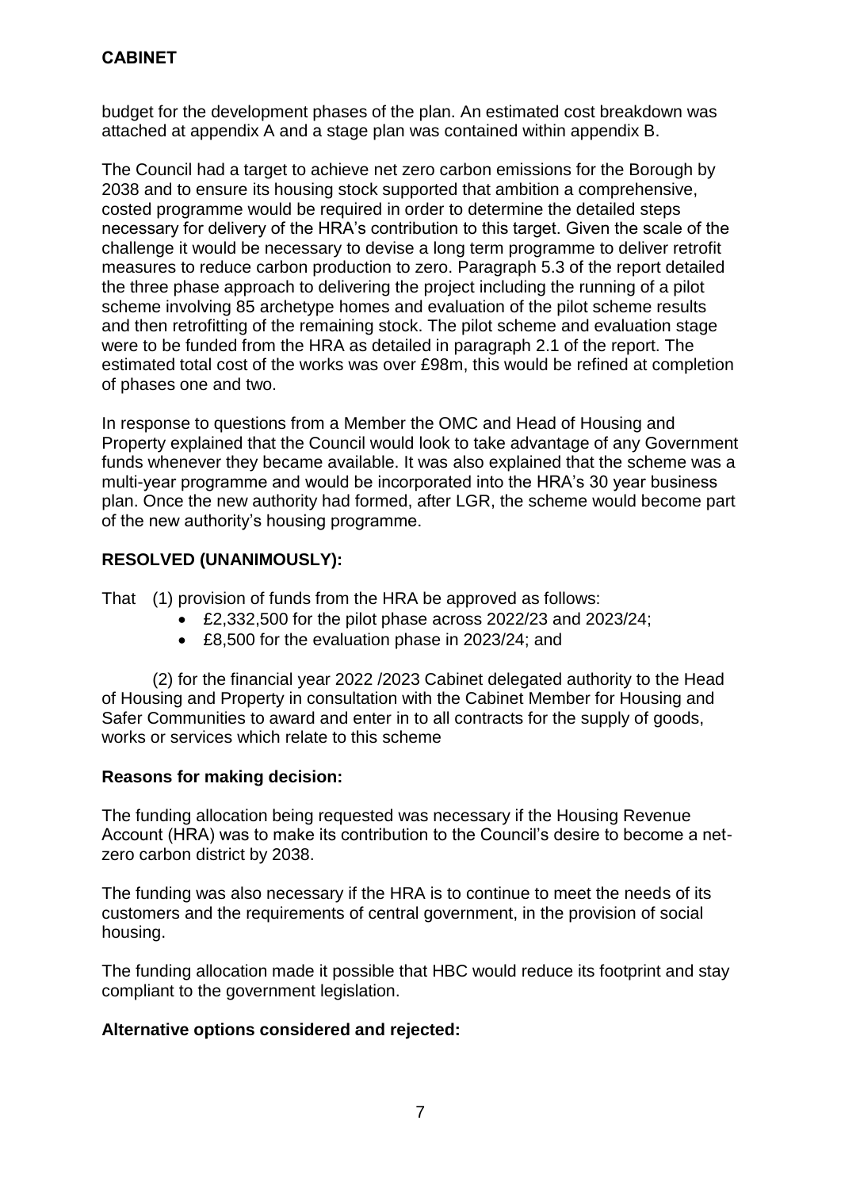budget for the development phases of the plan. An estimated cost breakdown was attached at appendix A and a stage plan was contained within appendix B.

The Council had a target to achieve net zero carbon emissions for the Borough by 2038 and to ensure its housing stock supported that ambition a comprehensive, costed programme would be required in order to determine the detailed steps necessary for delivery of the HRA's contribution to this target. Given the scale of the challenge it would be necessary to devise a long term programme to deliver retrofit measures to reduce carbon production to zero. Paragraph 5.3 of the report detailed the three phase approach to delivering the project including the running of a pilot scheme involving 85 archetype homes and evaluation of the pilot scheme results and then retrofitting of the remaining stock. The pilot scheme and evaluation stage were to be funded from the HRA as detailed in paragraph 2.1 of the report. The estimated total cost of the works was over £98m, this would be refined at completion of phases one and two.

In response to questions from a Member the OMC and Head of Housing and Property explained that the Council would look to take advantage of any Government funds whenever they became available. It was also explained that the scheme was a multi-year programme and would be incorporated into the HRA's 30 year business plan. Once the new authority had formed, after LGR, the scheme would become part of the new authority's housing programme.

**RESOLVED (UNANIMOUSLY):**

That (1) provision of funds from the HRA be approved as follows:

- £2,332,500 for the pilot phase across 2022/23 and 2023/24;
- £8,500 for the evaluation phase in 2023/24; and

(2) for the financial year 2022 /2023 Cabinet delegated authority to the Head of Housing and Property in consultation with the Cabinet Member for Housing and Safer Communities to award and enter in to all contracts for the supply of goods, works or services which relate to this scheme

**Reasons for making decision:**

The funding allocation being requested was necessary if the Housing Revenue Account (HRA) was to make its contribution to the Council's desire to become a net-zero carbon district by 2038.

The funding was also necessary if the HRA is to continue to meet the needs of its customers and the requirements of central government, in the provision of social housing.

The funding allocation made it possible that HBC would reduce its footprint and stay compliant to the government legislation.

**Alternative options considered and rejected:**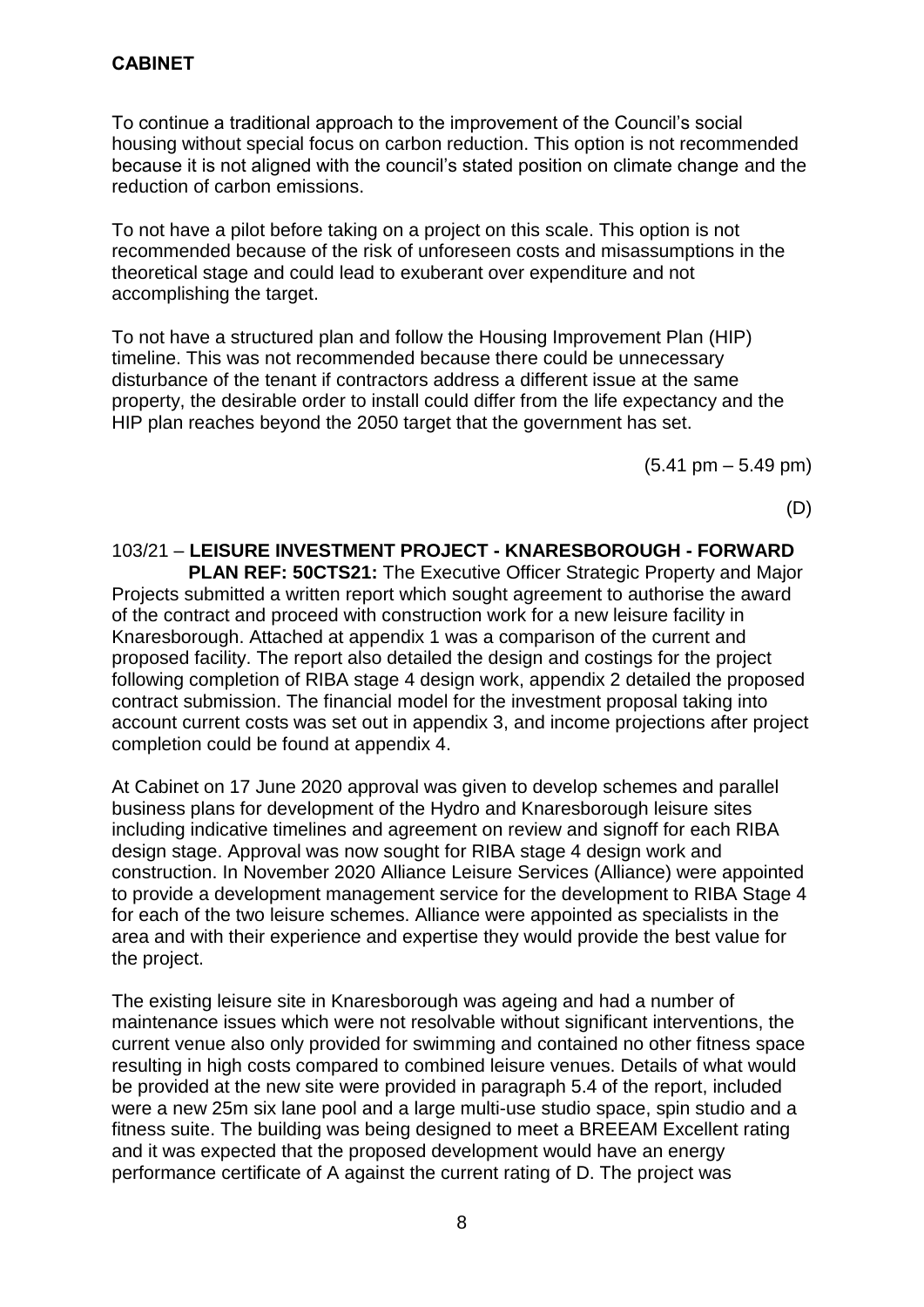To continue a traditional approach to the improvement of the Council's social housing without special focus on carbon reduction. This option is not recommended because it is not aligned with the council's stated position on climate change and the reduction of carbon emissions.

To not have a pilot before taking on a project on this scale. This option is not recommended because of the risk of unforeseen costs and misassumptions in the theoretical stage and could lead to exuberant over expenditure and not accomplishing the target.

To not have a structured plan and follow the Housing Improvement Plan (HIP) timeline. This was not recommended because there could be unnecessary disturbance of the tenant if contractors address a different issue at the same property, the desirable order to install could differ from the life expectancy and the HIP plan reaches beyond the 2050 target that the government has set.

(5.41 pm – 5.49 pm)

(D)

103/21 – **LEISURE INVESTMENT PROJECT - KNARESBOROUGH - FORWARD PLAN REF: 50CTS21:** The Executive Officer Strategic Property and Major Projects submitted a written report which sought agreement to authorise the award of the contract and proceed with construction work for a new leisure facility in Knaresborough. Attached at appendix 1 was a comparison of the current and proposed facility. The report also detailed the design and costings for the project following completion of RIBA stage 4 design work, appendix 2 detailed the proposed contract submission. The financial model for the investment proposal taking into account current costs was set out in appendix 3, and income projections after project completion could be found at appendix 4.

At Cabinet on 17 June 2020 approval was given to develop schemes and parallel business plans for development of the Hydro and Knaresborough leisure sites including indicative timelines and agreement on review and signoff for each RIBA design stage. Approval was now sought for RIBA stage 4 design work and construction. In November 2020 Alliance Leisure Services (Alliance) were appointed to provide a development management service for the development to RIBA Stage 4 for each of the two leisure schemes. Alliance were appointed as specialists in the area and with their experience and expertise they would provide the best value for the project.

The existing leisure site in Knaresborough was ageing and had a number of maintenance issues which were not resolvable without significant interventions, the current venue also only provided for swimming and contained no other fitness space resulting in high costs compared to combined leisure venues. Details of what would be provided at the new site were provided in paragraph 5.4 of the report, included were a new 25m six lane pool and a large multi-use studio space, spin studio and a fitness suite. The building was being designed to meet a BREEAM Excellent rating and it was expected that the proposed development would have an energy performance certificate of A against the current rating of D. The project was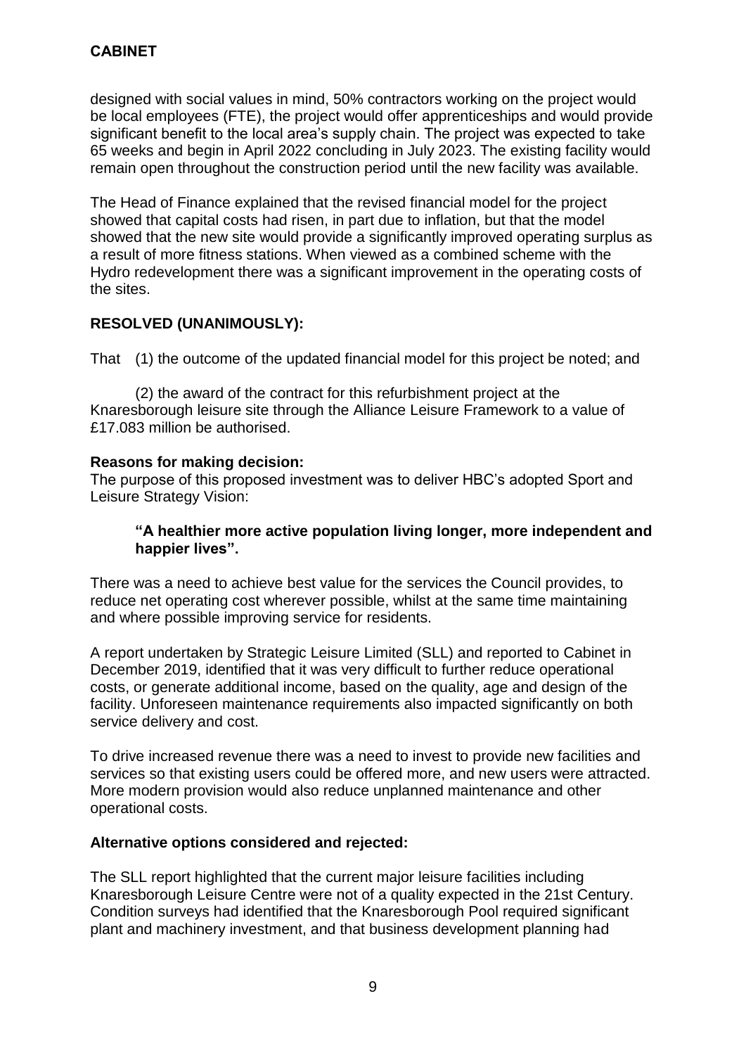designed with social values in mind, 50% contractors working on the project would be local employees (FTE), the project would offer apprenticeships and would provide significant benefit to the local area's supply chain. The project was expected to take 65 weeks and begin in April 2022 concluding in July 2023. The existing facility would remain open throughout the construction period until the new facility was available.

The Head of Finance explained that the revised financial model for the project showed that capital costs had risen, in part due to inflation, but that the model showed that the new site would provide a significantly improved operating surplus as a result of more fitness stations. When viewed as a combined scheme with the Hydro redevelopment there was a significant improvement in the operating costs of the sites.

**RESOLVED (UNANIMOUSLY):**

That (1) the outcome of the updated financial model for this project be noted; and

(2) the award of the contract for this refurbishment project at the Knaresborough leisure site through the Alliance Leisure Framework to a value of £17.083 million be authorised.

**Reasons for making decision:**

The purpose of this proposed investment was to deliver HBC's adopted Sport and Leisure Strategy Vision:

> **"A healthier more active population living longer, more independent and happier lives".**

There was a need to achieve best value for the services the Council provides, to reduce net operating cost wherever possible, whilst at the same time maintaining and where possible improving service for residents.

A report undertaken by Strategic Leisure Limited (SLL) and reported to Cabinet in December 2019, identified that it was very difficult to further reduce operational costs, or generate additional income, based on the quality, age and design of the facility. Unforeseen maintenance requirements also impacted significantly on both service delivery and cost.

To drive increased revenue there was a need to invest to provide new facilities and services so that existing users could be offered more, and new users were attracted. More modern provision would also reduce unplanned maintenance and other operational costs.

**Alternative options considered and rejected:**

The SLL report highlighted that the current major leisure facilities including Knaresborough Leisure Centre were not of a quality expected in the 21st Century. Condition surveys had identified that the Knaresborough Pool required significant plant and machinery investment, and that business development planning had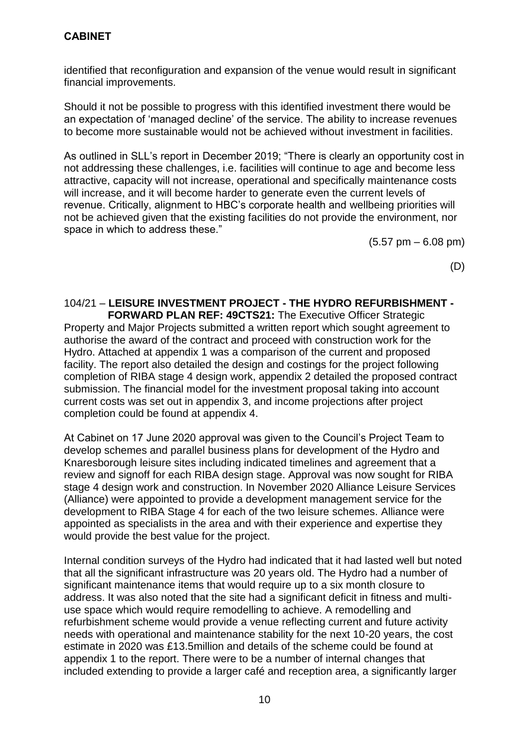identified that reconfiguration and expansion of the venue would result in significant financial improvements.

Should it not be possible to progress with this identified investment there would be an expectation of 'managed decline' of the service. The ability to increase revenues to become more sustainable would not be achieved without investment in facilities.

As outlined in SLL's report in December 2019; "There is clearly an opportunity cost in not addressing these challenges, i.e. facilities will continue to age and become less attractive, capacity will not increase, operational and specifically maintenance costs will increase, and it will become harder to generate even the current levels of revenue. Critically, alignment to HBC's corporate health and wellbeing priorities will not be achieved given that the existing facilities do not provide the environment, nor space in which to address these."

(5.57 pm – 6.08 pm)

(D)

104/21 – **LEISURE INVESTMENT PROJECT - THE HYDRO REFURBISHMENT - FORWARD PLAN REF: 49CTS21:** The Executive Officer Strategic Property and Major Projects submitted a written report which sought agreement to authorise the award of the contract and proceed with construction work for the Hydro. Attached at appendix 1 was a comparison of the current and proposed facility. The report also detailed the design and costings for the project following completion of RIBA stage 4 design work, appendix 2 detailed the proposed contract submission. The financial model for the investment proposal taking into account current costs was set out in appendix 3, and income projections after project completion could be found at appendix 4.

At Cabinet on 17 June 2020 approval was given to the Council's Project Team to develop schemes and parallel business plans for development of the Hydro and Knaresborough leisure sites including indicated timelines and agreement that a review and signoff for each RIBA design stage. Approval was now sought for RIBA stage 4 design work and construction. In November 2020 Alliance Leisure Services (Alliance) were appointed to provide a development management service for the development to RIBA Stage 4 for each of the two leisure schemes. Alliance were appointed as specialists in the area and with their experience and expertise they would provide the best value for the project.

Internal condition surveys of the Hydro had indicated that it had lasted well but noted that all the significant infrastructure was 20 years old. The Hydro had a number of significant maintenance items that would require up to a six month closure to address. It was also noted that the site had a significant deficit in fitness and multi-use space which would require remodelling to achieve. A remodelling and refurbishment scheme would provide a venue reflecting current and future activity needs with operational and maintenance stability for the next 10-20 years, the cost estimate in 2020 was £13.5million and details of the scheme could be found at appendix 1 to the report. There were to be a number of internal changes that included extending to provide a larger café and reception area, a significantly larger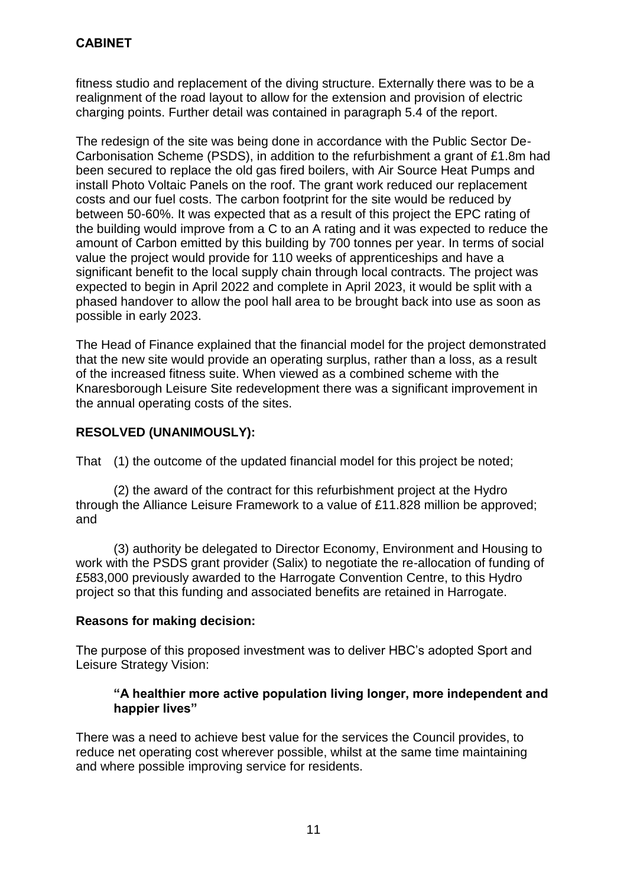fitness studio and replacement of the diving structure. Externally there was to be a realignment of the road layout to allow for the extension and provision of electric charging points. Further detail was contained in paragraph 5.4 of the report.

The redesign of the site was being done in accordance with the Public Sector De-Carbonisation Scheme (PSDS), in addition to the refurbishment a grant of £1.8m had been secured to replace the old gas fired boilers, with Air Source Heat Pumps and install Photo Voltaic Panels on the roof. The grant work reduced our replacement costs and our fuel costs. The carbon footprint for the site would be reduced by between 50-60%. It was expected that as a result of this project the EPC rating of the building would improve from a C to an A rating and it was expected to reduce the amount of Carbon emitted by this building by 700 tonnes per year. In terms of social value the project would provide for 110 weeks of apprenticeships and have a significant benefit to the local supply chain through local contracts. The project was expected to begin in April 2022 and complete in April 2023, it would be split with a phased handover to allow the pool hall area to be brought back into use as soon as possible in early 2023.

The Head of Finance explained that the financial model for the project demonstrated that the new site would provide an operating surplus, rather than a loss, as a result of the increased fitness suite. When viewed as a combined scheme with the Knaresborough Leisure Site redevelopment there was a significant improvement in the annual operating costs of the sites.

**RESOLVED (UNANIMOUSLY):**

That (1) the outcome of the updated financial model for this project be noted;

(2) the award of the contract for this refurbishment project at the Hydro through the Alliance Leisure Framework to a value of £11.828 million be approved; and

(3) authority be delegated to Director Economy, Environment and Housing to work with the PSDS grant provider (Salix) to negotiate the re-allocation of funding of £583,000 previously awarded to the Harrogate Convention Centre, to this Hydro project so that this funding and associated benefits are retained in Harrogate.

**Reasons for making decision:**

The purpose of this proposed investment was to deliver HBC's adopted Sport and Leisure Strategy Vision:

> **"A healthier more active population living longer, more independent and happier lives"**

There was a need to achieve best value for the services the Council provides, to reduce net operating cost wherever possible, whilst at the same time maintaining and where possible improving service for residents.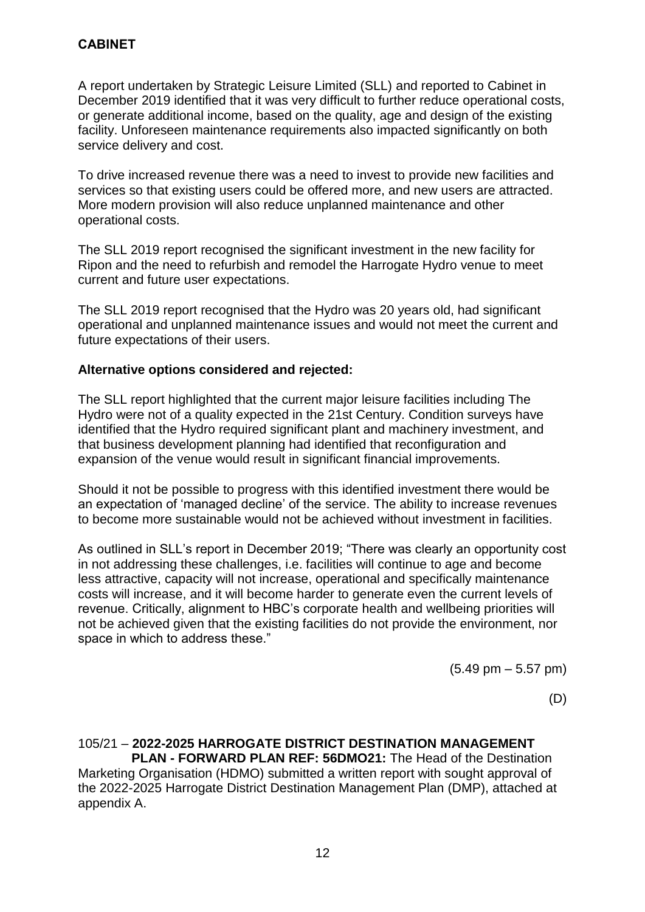A report undertaken by Strategic Leisure Limited (SLL) and reported to Cabinet in December 2019 identified that it was very difficult to further reduce operational costs, or generate additional income, based on the quality, age and design of the existing facility. Unforeseen maintenance requirements also impacted significantly on both service delivery and cost.

To drive increased revenue there was a need to invest to provide new facilities and services so that existing users could be offered more, and new users are attracted. More modern provision will also reduce unplanned maintenance and other operational costs.

The SLL 2019 report recognised the significant investment in the new facility for Ripon and the need to refurbish and remodel the Harrogate Hydro venue to meet current and future user expectations.

The SLL 2019 report recognised that the Hydro was 20 years old, had significant operational and unplanned maintenance issues and would not meet the current and future expectations of their users.

**Alternative options considered and rejected:**

The SLL report highlighted that the current major leisure facilities including The Hydro were not of a quality expected in the 21st Century. Condition surveys have identified that the Hydro required significant plant and machinery investment, and that business development planning had identified that reconfiguration and expansion of the venue would result in significant financial improvements.

Should it not be possible to progress with this identified investment there would be an expectation of 'managed decline' of the service. The ability to increase revenues to become more sustainable would not be achieved without investment in facilities.

As outlined in SLL's report in December 2019; "There was clearly an opportunity cost in not addressing these challenges, i.e. facilities will continue to age and become less attractive, capacity will not increase, operational and specifically maintenance costs will increase, and it will become harder to generate even the current levels of revenue. Critically, alignment to HBC's corporate health and wellbeing priorities will not be achieved given that the existing facilities do not provide the environment, nor space in which to address these."

(5.49 pm – 5.57 pm)

(D)

105/21 – **2022-2025 HARROGATE DISTRICT DESTINATION MANAGEMENT PLAN - FORWARD PLAN REF: 56DMO21:** The Head of the Destination Marketing Organisation (HDMO) submitted a written report with sought approval of the 2022-2025 Harrogate District Destination Management Plan (DMP), attached at appendix A.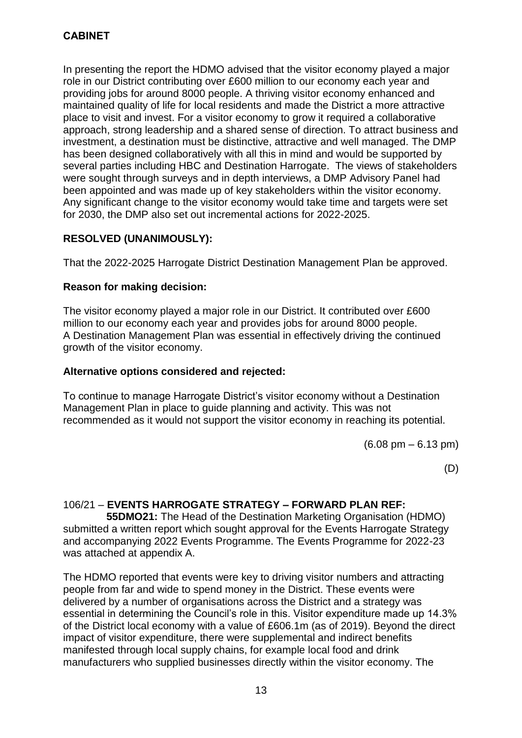**CABINET**

In presenting the report the HDMO advised that the visitor economy played a major role in our District contributing over £600 million to our economy each year and providing jobs for around 8000 people. A thriving visitor economy enhanced and maintained quality of life for local residents and made the District a more attractive place to visit and invest. For a visitor economy to grow it required a collaborative approach, strong leadership and a shared sense of direction. To attract business and investment, a destination must be distinctive, attractive and well managed. The DMP has been designed collaboratively with all this in mind and would be supported by several parties including HBC and Destination Harrogate. The views of stakeholders were sought through surveys and in depth interviews, a DMP Advisory Panel had been appointed and was made up of key stakeholders within the visitor economy. Any significant change to the visitor economy would take time and targets were set for 2030, the DMP also set out incremental actions for 2022-2025.

**RESOLVED (UNANIMOUSLY):**

That the 2022-2025 Harrogate District Destination Management Plan be approved.

**Reason for making decision:**

The visitor economy played a major role in our District. It contributed over £600 million to our economy each year and provides jobs for around 8000 people. A Destination Management Plan was essential in effectively driving the continued growth of the visitor economy.

**Alternative options considered and rejected:**

To continue to manage Harrogate District's visitor economy without a Destination Management Plan in place to guide planning and activity. This was not recommended as it would not support the visitor economy in reaching its potential.

(6.08 pm – 6.13 pm)

(D)

106/21 – **EVENTS HARROGATE STRATEGY – FORWARD PLAN REF: 55DMO21:** The Head of the Destination Marketing Organisation (HDMO) submitted a written report which sought approval for the Events Harrogate Strategy and accompanying 2022 Events Programme. The Events Programme for 2022-23 was attached at appendix A.

The HDMO reported that events were key to driving visitor numbers and attracting people from far and wide to spend money in the District. These events were delivered by a number of organisations across the District and a strategy was essential in determining the Council's role in this. Visitor expenditure made up 14.3% of the District local economy with a value of £606.1m (as of 2019). Beyond the direct impact of visitor expenditure, there were supplemental and indirect benefits manifested through local supply chains, for example local food and drink manufacturers who supplied businesses directly within the visitor economy. The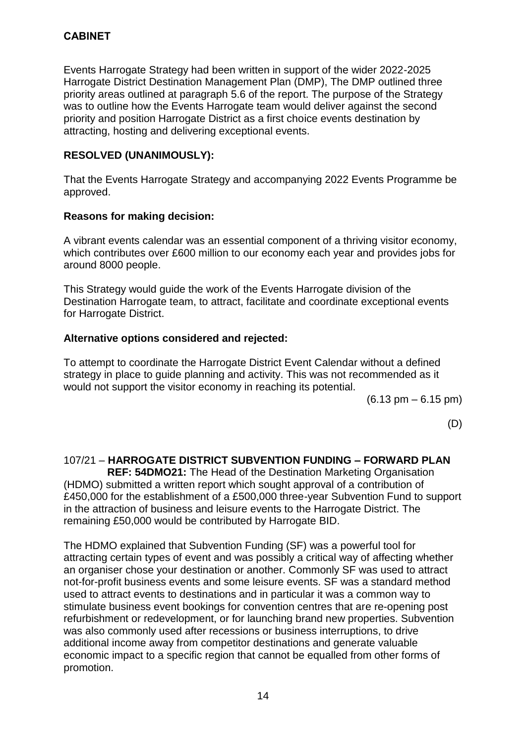Events Harrogate Strategy had been written in support of the wider 2022-2025 Harrogate District Destination Management Plan (DMP), The DMP outlined three priority areas outlined at paragraph 5.6 of the report. The purpose of the Strategy was to outline how the Events Harrogate team would deliver against the second priority and position Harrogate District as a first choice events destination by attracting, hosting and delivering exceptional events.

**RESOLVED (UNANIMOUSLY):**

That the Events Harrogate Strategy and accompanying 2022 Events Programme be approved.

**Reasons for making decision:**

A vibrant events calendar was an essential component of a thriving visitor economy, which contributes over £600 million to our economy each year and provides jobs for around 8000 people.

This Strategy would guide the work of the Events Harrogate division of the Destination Harrogate team, to attract, facilitate and coordinate exceptional events for Harrogate District.

**Alternative options considered and rejected:**

To attempt to coordinate the Harrogate District Event Calendar without a defined strategy in place to guide planning and activity. This was not recommended as it would not support the visitor economy in reaching its potential.

(6.13 pm – 6.15 pm)

(D)

107/21 – **HARROGATE DISTRICT SUBVENTION FUNDING – FORWARD PLAN REF: 54DMO21:** The Head of the Destination Marketing Organisation (HDMO) submitted a written report which sought approval of a contribution of £450,000 for the establishment of a £500,000 three-year Subvention Fund to support in the attraction of business and leisure events to the Harrogate District. The remaining £50,000 would be contributed by Harrogate BID.

The HDMO explained that Subvention Funding (SF) was a powerful tool for attracting certain types of event and was possibly a critical way of affecting whether an organiser chose your destination or another. Commonly SF was used to attract not-for-profit business events and some leisure events. SF was a standard method used to attract events to destinations and in particular it was a common way to stimulate business event bookings for convention centres that are re-opening post refurbishment or redevelopment, or for launching brand new properties. Subvention was also commonly used after recessions or business interruptions, to drive additional income away from competitor destinations and generate valuable economic impact to a specific region that cannot be equalled from other forms of promotion.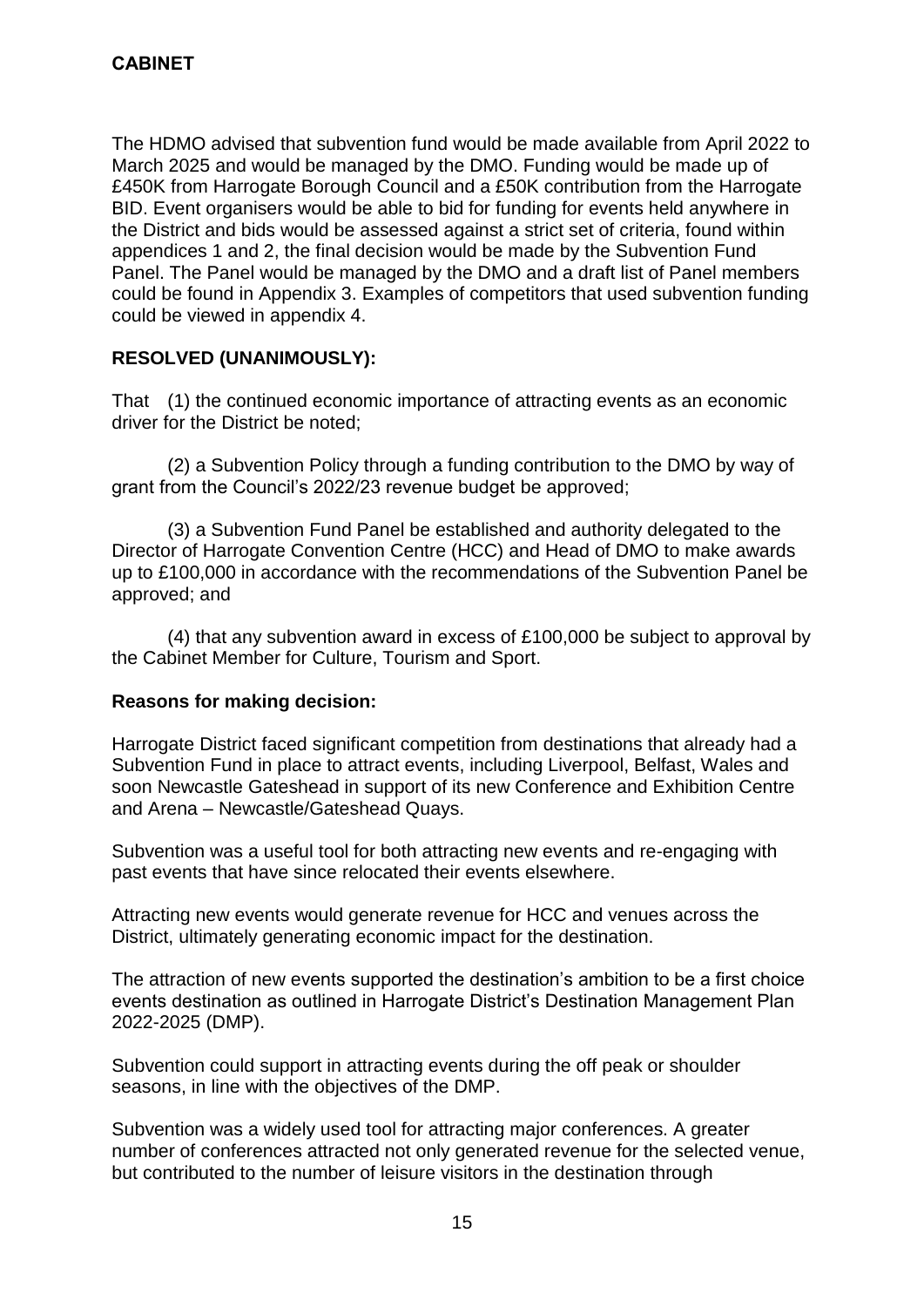**CABINET**

The HDMO advised that subvention fund would be made available from April 2022 to March 2025 and would be managed by the DMO. Funding would be made up of £450K from Harrogate Borough Council and a £50K contribution from the Harrogate BID. Event organisers would be able to bid for funding for events held anywhere in the District and bids would be assessed against a strict set of criteria, found within appendices 1 and 2, the final decision would be made by the Subvention Fund Panel. The Panel would be managed by the DMO and a draft list of Panel members could be found in Appendix 3. Examples of competitors that used subvention funding could be viewed in appendix 4.

**RESOLVED (UNANIMOUSLY):**

That (1) the continued economic importance of attracting events as an economic driver for the District be noted;

(2) a Subvention Policy through a funding contribution to the DMO by way of grant from the Council's 2022/23 revenue budget be approved;

(3) a Subvention Fund Panel be established and authority delegated to the Director of Harrogate Convention Centre (HCC) and Head of DMO to make awards up to £100,000 in accordance with the recommendations of the Subvention Panel be approved; and

(4) that any subvention award in excess of £100,000 be subject to approval by the Cabinet Member for Culture, Tourism and Sport.

**Reasons for making decision:**

Harrogate District faced significant competition from destinations that already had a Subvention Fund in place to attract events, including Liverpool, Belfast, Wales and soon Newcastle Gateshead in support of its new Conference and Exhibition Centre and Arena – Newcastle/Gateshead Quays.

Subvention was a useful tool for both attracting new events and re-engaging with past events that have since relocated their events elsewhere.

Attracting new events would generate revenue for HCC and venues across the District, ultimately generating economic impact for the destination.

The attraction of new events supported the destination's ambition to be a first choice events destination as outlined in Harrogate District's Destination Management Plan 2022-2025 (DMP).

Subvention could support in attracting events during the off peak or shoulder seasons, in line with the objectives of the DMP.

Subvention was a widely used tool for attracting major conferences. A greater number of conferences attracted not only generated revenue for the selected venue, but contributed to the number of leisure visitors in the destination through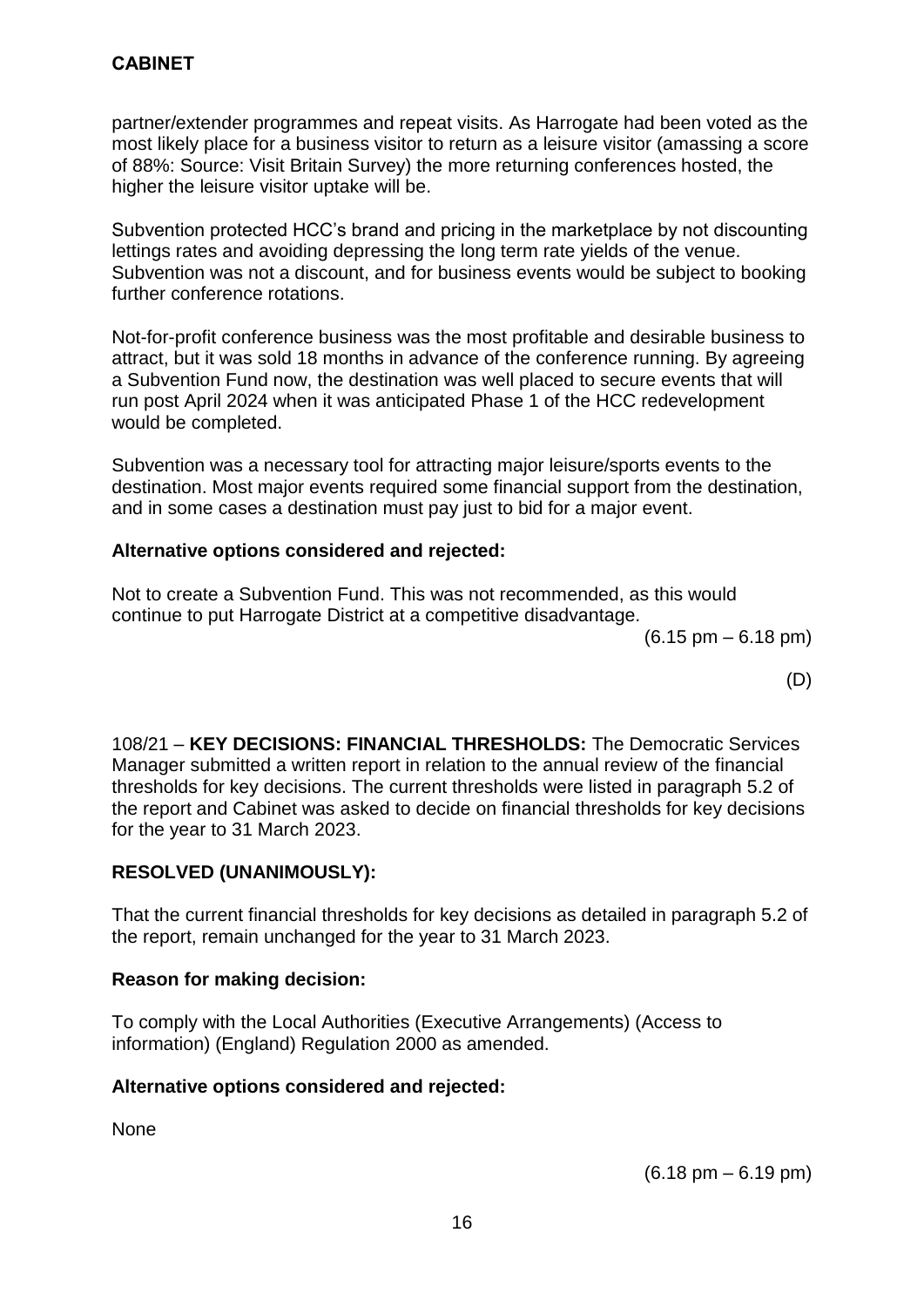partner/extender programmes and repeat visits. As Harrogate had been voted as the most likely place for a business visitor to return as a leisure visitor (amassing a score of 88%: Source: Visit Britain Survey) the more returning conferences hosted, the higher the leisure visitor uptake will be.

Subvention protected HCC's brand and pricing in the marketplace by not discounting lettings rates and avoiding depressing the long term rate yields of the venue. Subvention was not a discount, and for business events would be subject to booking further conference rotations.

Not-for-profit conference business was the most profitable and desirable business to attract, but it was sold 18 months in advance of the conference running. By agreeing a Subvention Fund now, the destination was well placed to secure events that will run post April 2024 when it was anticipated Phase 1 of the HCC redevelopment would be completed.

Subvention was a necessary tool for attracting major leisure/sports events to the destination. Most major events required some financial support from the destination, and in some cases a destination must pay just to bid for a major event.

**Alternative options considered and rejected:**

Not to create a Subvention Fund. This was not recommended, as this would continue to put Harrogate District at a competitive disadvantage.

(6.15 pm – 6.18 pm)

(D)

108/21 – **KEY DECISIONS: FINANCIAL THRESHOLDS:** The Democratic Services Manager submitted a written report in relation to the annual review of the financial thresholds for key decisions. The current thresholds were listed in paragraph 5.2 of the report and Cabinet was asked to decide on financial thresholds for key decisions for the year to 31 March 2023.

**RESOLVED (UNANIMOUSLY):**

That the current financial thresholds for key decisions as detailed in paragraph 5.2 of the report, remain unchanged for the year to 31 March 2023.

**Reason for making decision:**

To comply with the Local Authorities (Executive Arrangements) (Access to information) (England) Regulation 2000 as amended.

**Alternative options considered and rejected:**

None

(6.18 pm – 6.19 pm)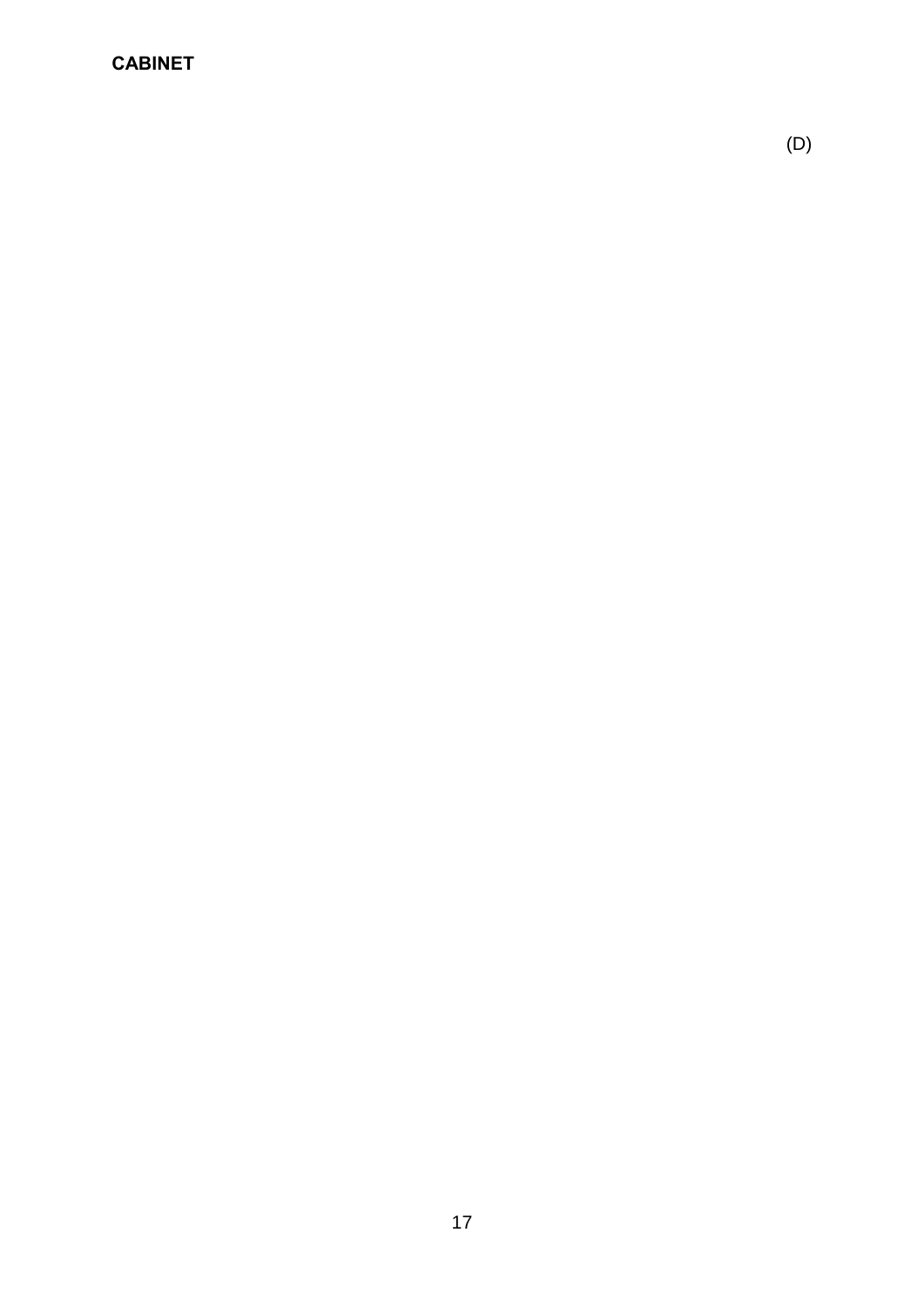**CABINET**

(D)